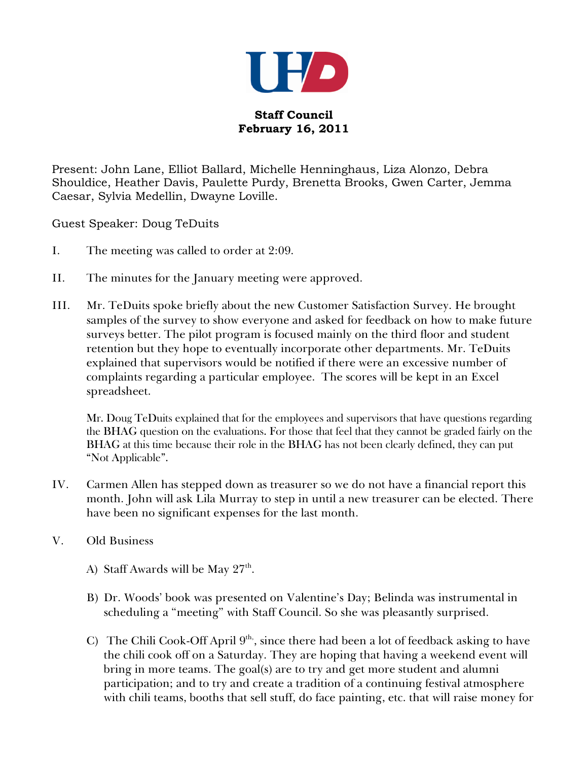**Staff Council**
**February 16, 2011**

Present: John Lane, Elliot Ballard, Michelle Henninghaus, Liza Alonzo, Debra Shouldice, Heather Davis, Paulette Purdy, Brenetta Brooks, Gwen Carter, Jemma Caesar, Sylvia Medellin, Dwayne Loville.

Guest Speaker: Doug TeDuits

I. The meeting was called to order at 2:09.

II. The minutes for the January meeting were approved.

III. Mr. TeDuits spoke briefly about the new Customer Satisfaction Survey. He brought samples of the survey to show everyone and asked for feedback on how to make future surveys better. The pilot program is focused mainly on the third floor and student retention but they hope to eventually incorporate other departments. Mr. TeDuits explained that supervisors would be notified if there were an excessive number of complaints regarding a particular employee. The scores will be kept in an Excel spreadsheet.

Mr. Doug TeDuits explained that for the employees and supervisors that have questions regarding the BHAG question on the evaluations. For those that feel that they cannot be graded fairly on the BHAG at this time because their role in the BHAG has not been clearly defined, they can put "Not Applicable".

IV. Carmen Allen has stepped down as treasurer so we do not have a financial report this month. John will ask Lila Murray to step in until a new treasurer can be elected. There have been no significant expenses for the last month.

V. Old Business

A) Staff Awards will be May 27th.

B) Dr. Woods' book was presented on Valentine's Day; Belinda was instrumental in scheduling a "meeting" with Staff Council. So she was pleasantly surprised.

C) The Chili Cook-Off April 9th,, since there had been a lot of feedback asking to have the chili cook off on a Saturday. They are hoping that having a weekend event will bring in more teams. The goal(s) are to try and get more student and alumni participation; and to try and create a tradition of a continuing festival atmosphere with chili teams, booths that sell stuff, do face painting, etc. that will raise money for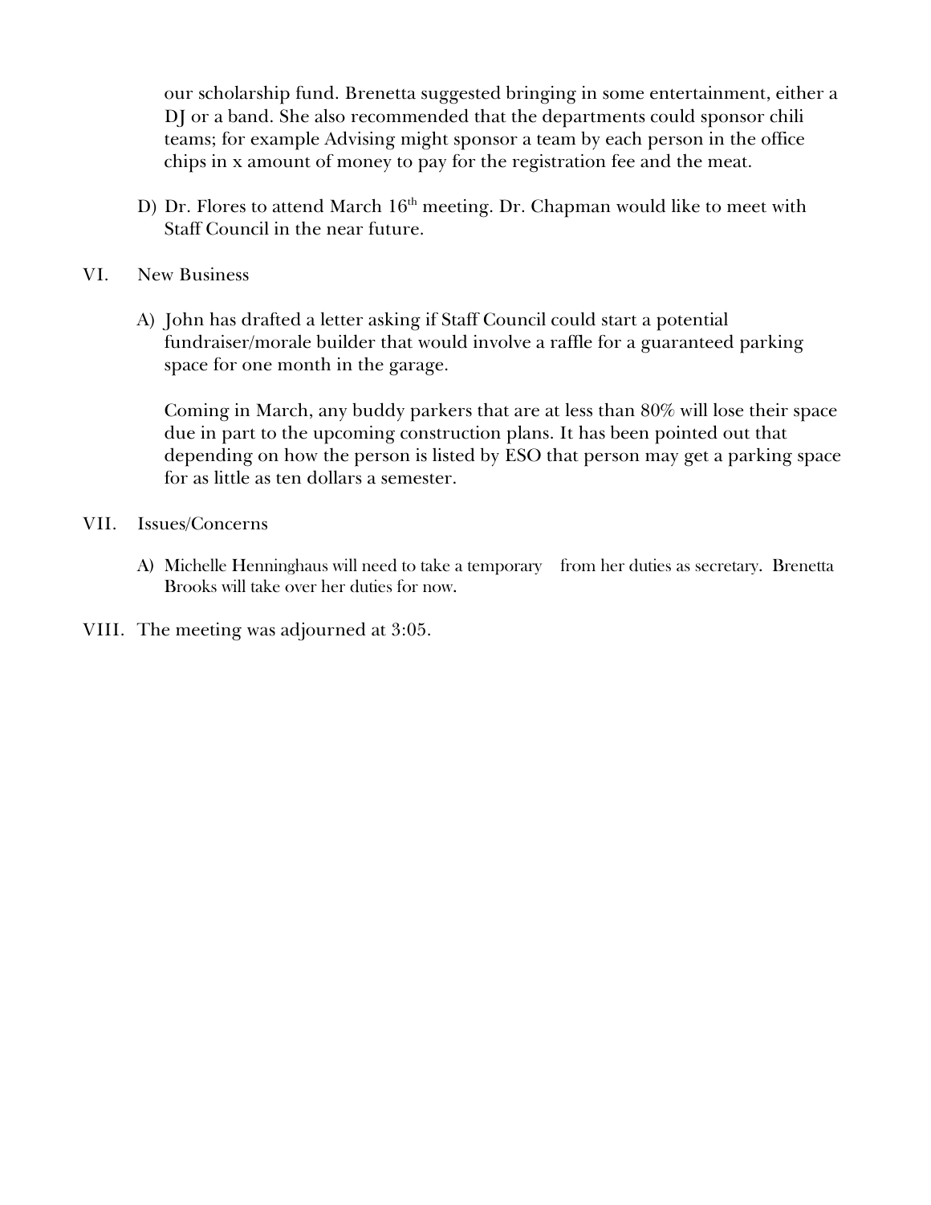our scholarship fund. Brenetta suggested bringing in some entertainment, either a DJ or a band. She also recommended that the departments could sponsor chili teams; for example Advising might sponsor a team by each person in the office chips in x amount of money to pay for the registration fee and the meat.

D) Dr. Flores to attend March 16th meeting. Dr. Chapman would like to meet with Staff Council in the near future.

VI. New Business

A) John has drafted a letter asking if Staff Council could start a potential fundraiser/morale builder that would involve a raffle for a guaranteed parking space for one month in the garage.

Coming in March, any buddy parkers that are at less than 80% will lose their space due in part to the upcoming construction plans. It has been pointed out that depending on how the person is listed by ESO that person may get a parking space for as little as ten dollars a semester.

VII. Issues/Concerns

A) Michelle Henninghaus will need to take a temporary from her duties as secretary. Brenetta Brooks will take over her duties for now.

VIII. The meeting was adjourned at 3:05.